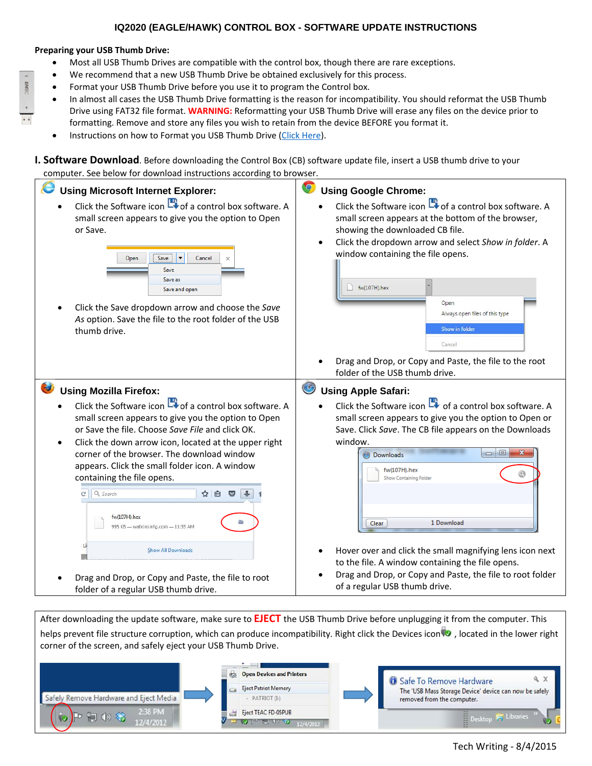# IQ2020 (EAGLE/HAWK) CONTROL BOX - SOFTWARE UPDATE INSTRUCTIONS

**Preparing your USB Thumb Drive:**

- Most all USB Thumb Drives are compatible with the control box, though there are rare exceptions.
- We recommend that a new USB Thumb Drive be obtained exclusively for this process.
- Format your USB Thumb Drive before you use it to program the Control box.
- In almost all cases the USB Thumb Drive formatting is the reason for incompatibility. You should reformat the USB Thumb Drive using FAT32 file format. **WARNING:** Reformatting your USB Thumb Drive will erase any files on the device prior to formatting. Remove and store any files you wish to retain from the device BEFORE you format it.
- Instructions on how to Format you USB Thumb Drive (Click Here).

**I. Software Download**. Before downloading the Control Box (CB) software update file, insert a USB thumb drive to your computer. See below for download instructions according to browser.

### Using Microsoft Internet Explorer:

- Click the Software icon of a control box software. A small screen appears to give you the option to Open or Save.
- Click the Save dropdown arrow and choose the *Save As* option. Save the file to the root folder of the USB thumb drive.

### Using Google Chrome:

- Click the Software icon of a control box software. A small screen appears at the bottom of the browser, showing the downloaded CB file.
- Click the dropdown arrow and select *Show in folder*. A window containing the file opens.
- Drag and Drop, or Copy and Paste, the file to the root folder of the USB thumb drive.

### Using Mozilla Firefox:

- Click the Software icon of a control box software. A small screen appears to give you the option to Open or Save the file. Choose *Save File* and click OK.
- Click the down arrow icon, located at the upper right corner of the browser. The download window appears. Click the small folder icon. A window containing the file opens.
- Drag and Drop, or Copy and Paste, the file to root folder of a regular USB thumb drive.

### Using Apple Safari:

- Click the Software icon of a control box software. A small screen appears to give you the option to Open or Save. Click *Save*. The CB file appears on the Downloads window.
- Hover over and click the small magnifying lens icon next to the file. A window containing the file opens.
- Drag and Drop, or Copy and Paste, the file to root folder of a regular USB thumb drive.

After downloading the update software, make sure to **EJECT** the USB Thumb Drive before unplugging it from the computer. This helps prevent file structure corruption, which can produce incompatibility. Right click the Devices icon, located in the lower right corner of the screen, and safely eject your USB Thumb Drive.

Tech Writing - 8/4/2015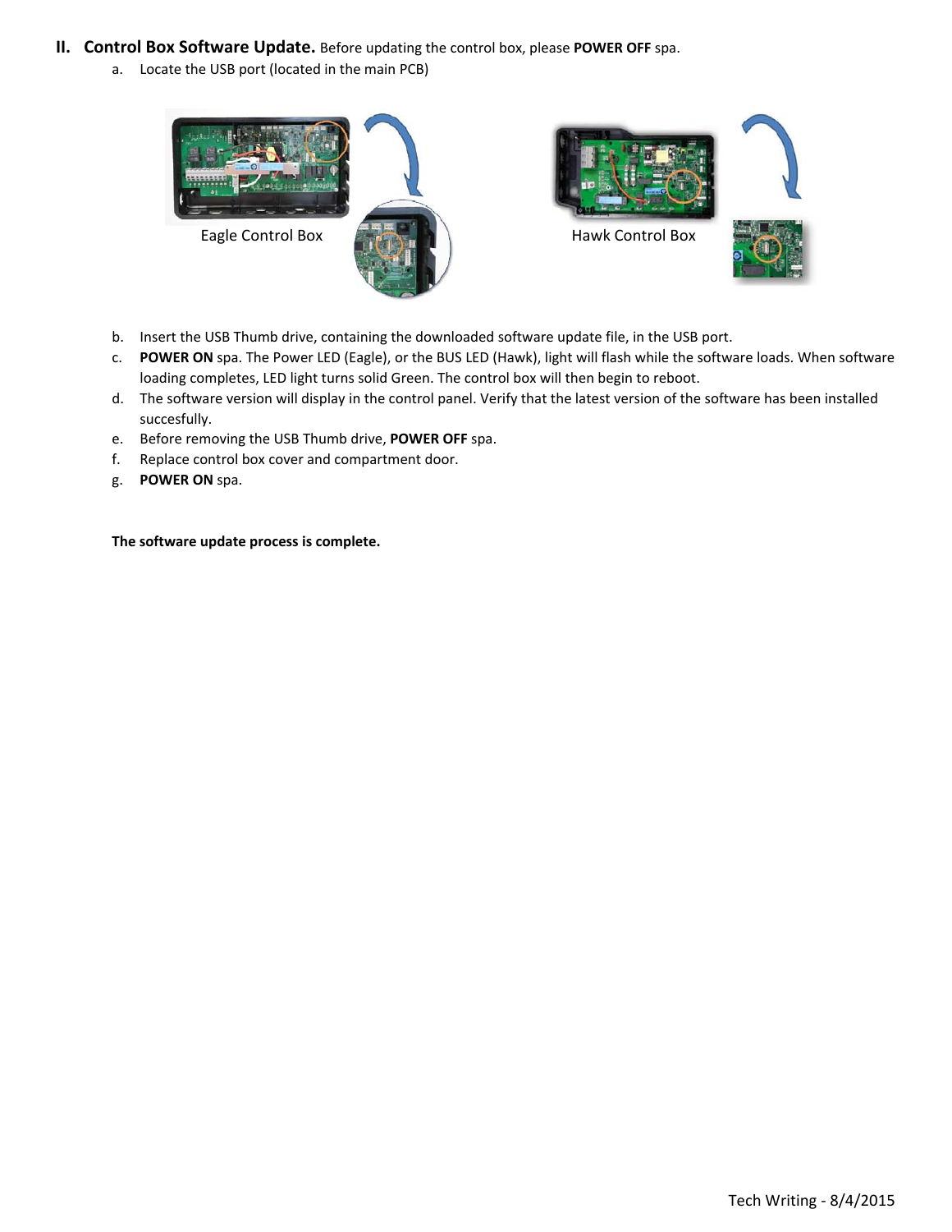## II. Control Box Software Update. Before updating the control box, please **POWER OFF** spa.

a. Locate the USB port (located in the main PCB)

Eagle Control Box

Hawk Control Box

b. Insert the USB Thumb drive, containing the downloaded software update file, in the USB port.

c. **POWER ON** spa. The Power LED (Eagle), or the BUS LED (Hawk), light will flash while the software loads. When software loading completes, LED light turns solid Green. The control box will then begin to reboot.

d. The software version will display in the control panel. Verify that the latest version of the software has been installed succesfully.

e. Before removing the USB Thumb drive, **POWER OFF** spa.

f. Replace control box cover and compartment door.

g. **POWER ON** spa.

**The software update process is complete.**